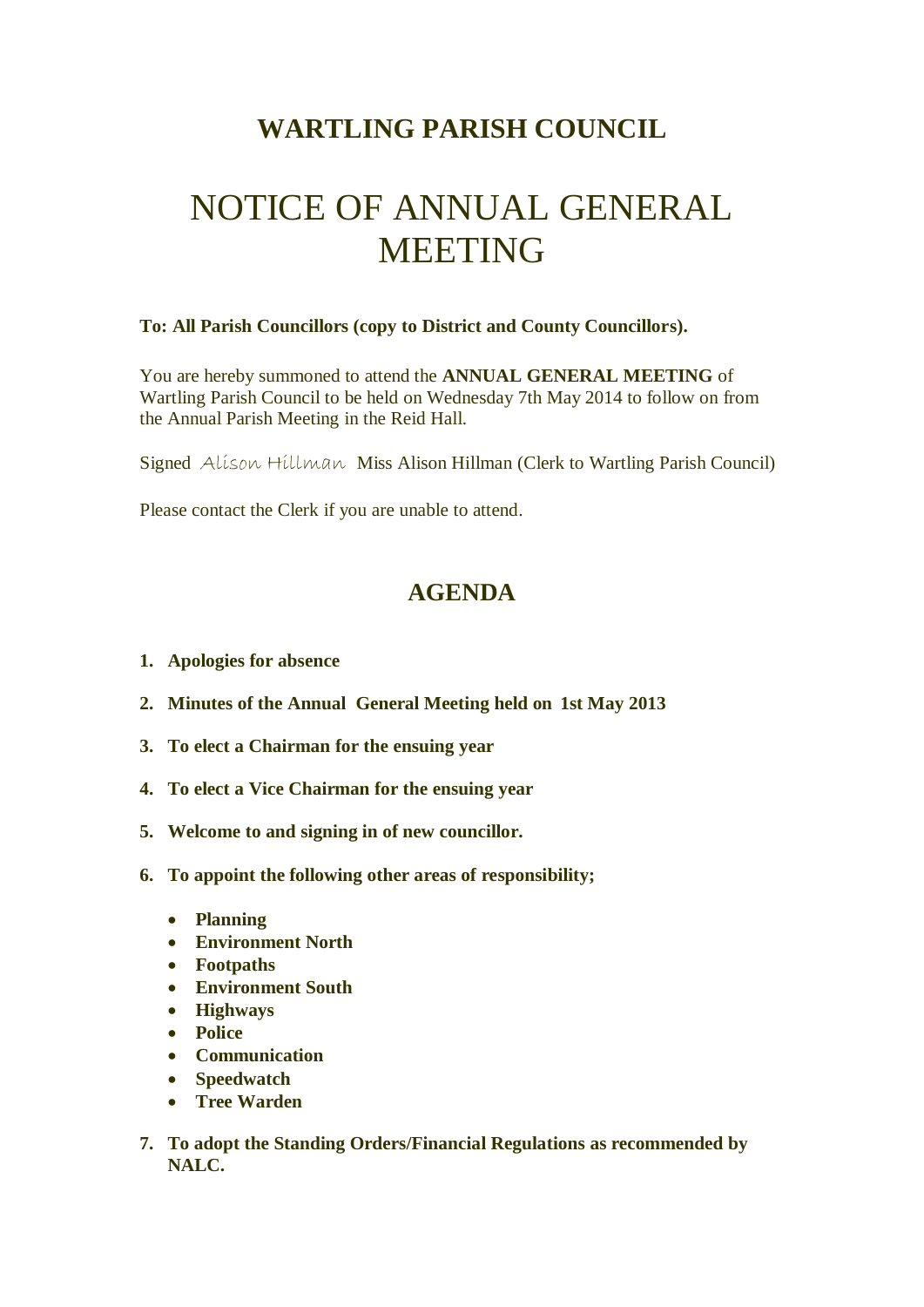# WARTLING PARISH COUNCIL

# NOTICE OF ANNUAL GENERAL MEETING

**To: All Parish Councillors (copy to District and County Councillors).**

You are hereby summoned to attend the **ANNUAL GENERAL MEETING** of Wartling Parish Council to be held on Wednesday 7th May 2014 to follow on from the Annual Parish Meeting in the Reid Hall.

Signed *Alison Hillman* Miss Alison Hillman (Clerk to Wartling Parish Council)

Please contact the Clerk if you are unable to attend.

## AGENDA

1. **Apologies for absence**
2. **Minutes of the Annual General Meeting held on 1st May 2013**
3. **To elect a Chairman for the ensuing year**
4. **To elect a Vice Chairman for the ensuing year**
5. **Welcome to and signing in of new councillor.**
6. **To appoint the following other areas of responsibility;**
   - **Planning**
   - **Environment North**
   - **Footpaths**
   - **Environment South**
   - **Highways**
   - **Police**
   - **Communication**
   - **Speedwatch**
   - **Tree Warden**
7. **To adopt the Standing Orders/Financial Regulations as recommended by NALC.**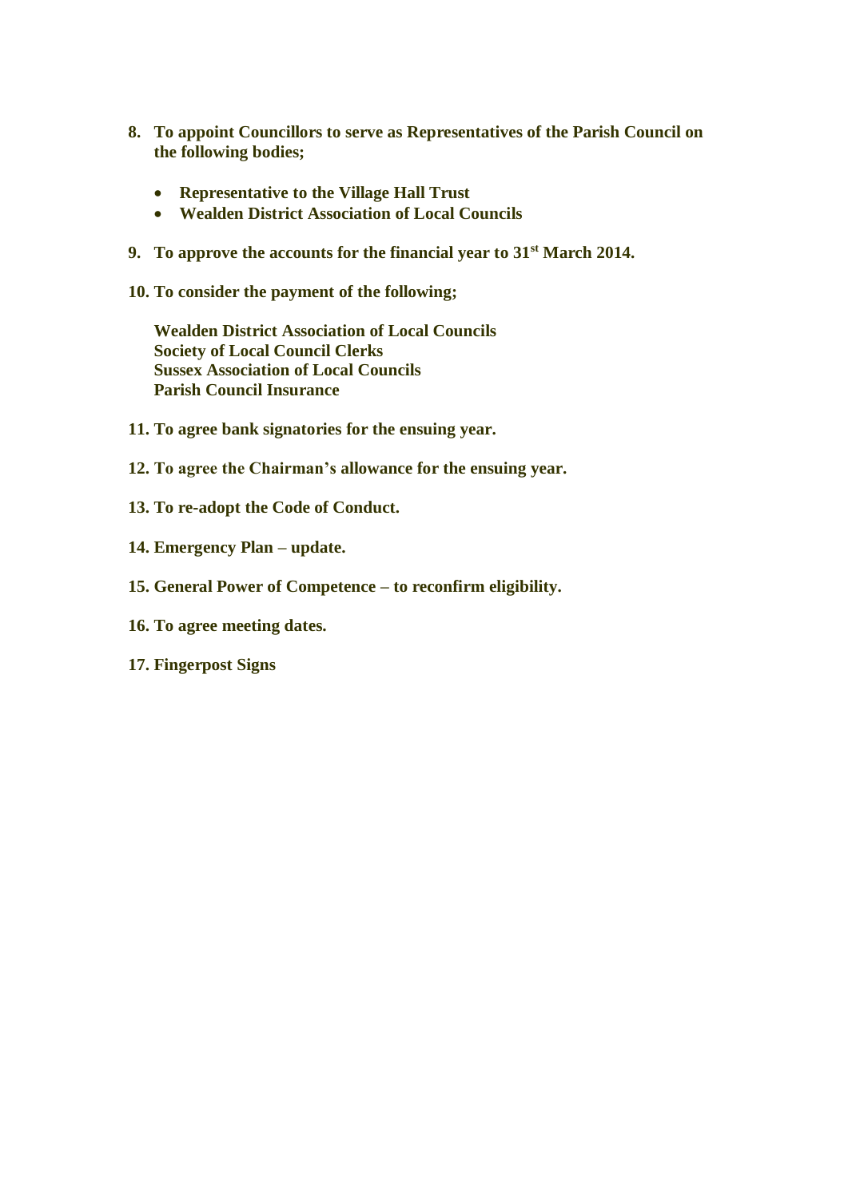8. **To appoint Councillors to serve as Representatives of the Parish Council on the following bodies;**

   - **Representative to the Village Hall Trust**
   - **Wealden District Association of Local Councils**

9. **To approve the accounts for the financial year to 31st March 2014.**

10. **To consider the payment of the following;**

    **Wealden District Association of Local Councils**
    **Society of Local Council Clerks**
    **Sussex Association of Local Councils**
    **Parish Council Insurance**

11. **To agree bank signatories for the ensuing year.**

12. **To agree the Chairman's allowance for the ensuing year.**

13. **To re-adopt the Code of Conduct.**

14. **Emergency Plan – update.**

15. **General Power of Competence – to reconfirm eligibility.**

16. **To agree meeting dates.**

17. **Fingerpost Signs**